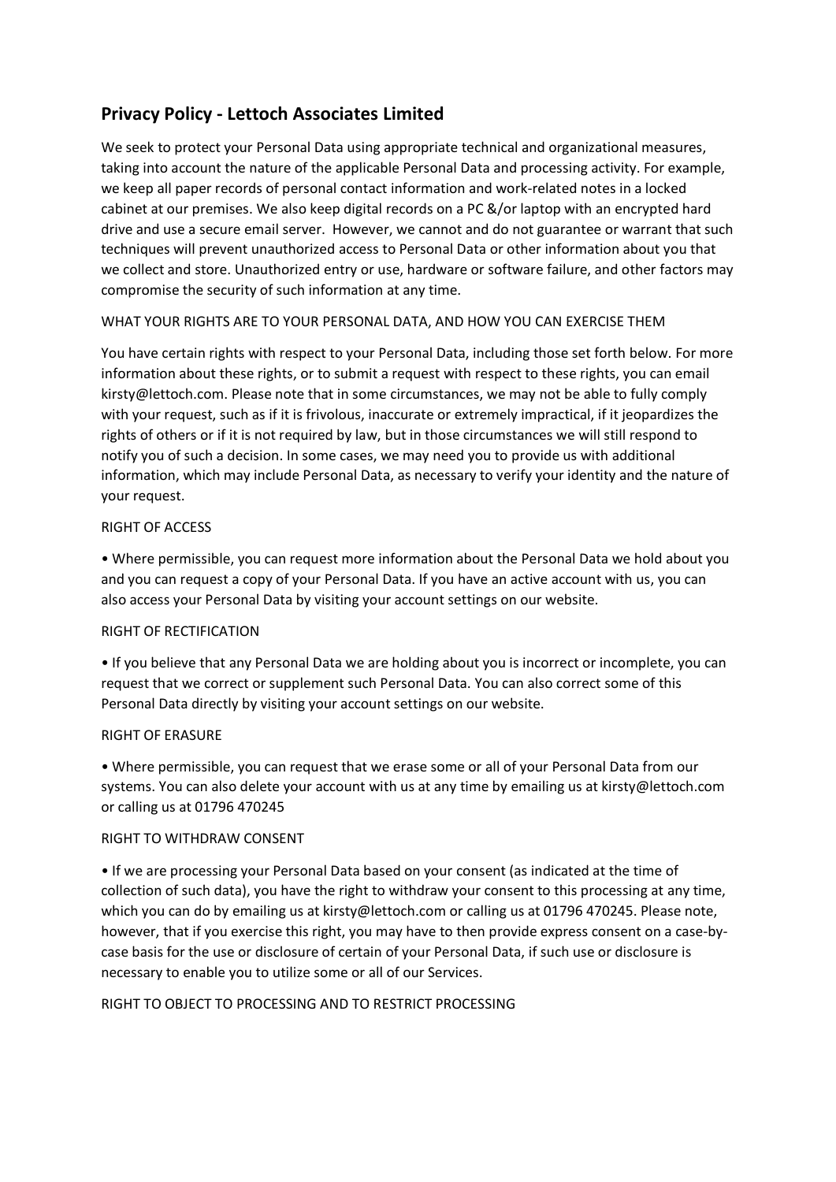## Privacy Policy - Lettoch Associates Limited

We seek to protect your Personal Data using appropriate technical and organizational measures, taking into account the nature of the applicable Personal Data and processing activity. For example, we keep all paper records of personal contact information and work-related notes in a locked cabinet at our premises. We also keep digital records on a PC &/or laptop with an encrypted hard drive and use a secure email server. However, we cannot and do not guarantee or warrant that such techniques will prevent unauthorized access to Personal Data or other information about you that we collect and store. Unauthorized entry or use, hardware or software failure, and other factors may compromise the security of such information at any time.

WHAT YOUR RIGHTS ARE TO YOUR PERSONAL DATA, AND HOW YOU CAN EXERCISE THEM

You have certain rights with respect to your Personal Data, including those set forth below. For more information about these rights, or to submit a request with respect to these rights, you can email kirsty@lettoch.com. Please note that in some circumstances, we may not be able to fully comply with your request, such as if it is frivolous, inaccurate or extremely impractical, if it jeopardizes the rights of others or if it is not required by law, but in those circumstances we will still respond to notify you of such a decision. In some cases, we may need you to provide us with additional information, which may include Personal Data, as necessary to verify your identity and the nature of your request.

RIGHT OF ACCESS

- Where permissible, you can request more information about the Personal Data we hold about you and you can request a copy of your Personal Data. If you have an active account with us, you can also access your Personal Data by visiting your account settings on our website.

RIGHT OF RECTIFICATION

- If you believe that any Personal Data we are holding about you is incorrect or incomplete, you can request that we correct or supplement such Personal Data. You can also correct some of this Personal Data directly by visiting your account settings on our website.

RIGHT OF ERASURE

- Where permissible, you can request that we erase some or all of your Personal Data from our systems. You can also delete your account with us at any time by emailing us at kirsty@lettoch.com or calling us at 01796 470245

RIGHT TO WITHDRAW CONSENT

- If we are processing your Personal Data based on your consent (as indicated at the time of collection of such data), you have the right to withdraw your consent to this processing at any time, which you can do by emailing us at kirsty@lettoch.com or calling us at 01796 470245. Please note, however, that if you exercise this right, you may have to then provide express consent on a case-by-case basis for the use or disclosure of certain of your Personal Data, if such use or disclosure is necessary to enable you to utilize some or all of our Services.

RIGHT TO OBJECT TO PROCESSING AND TO RESTRICT PROCESSING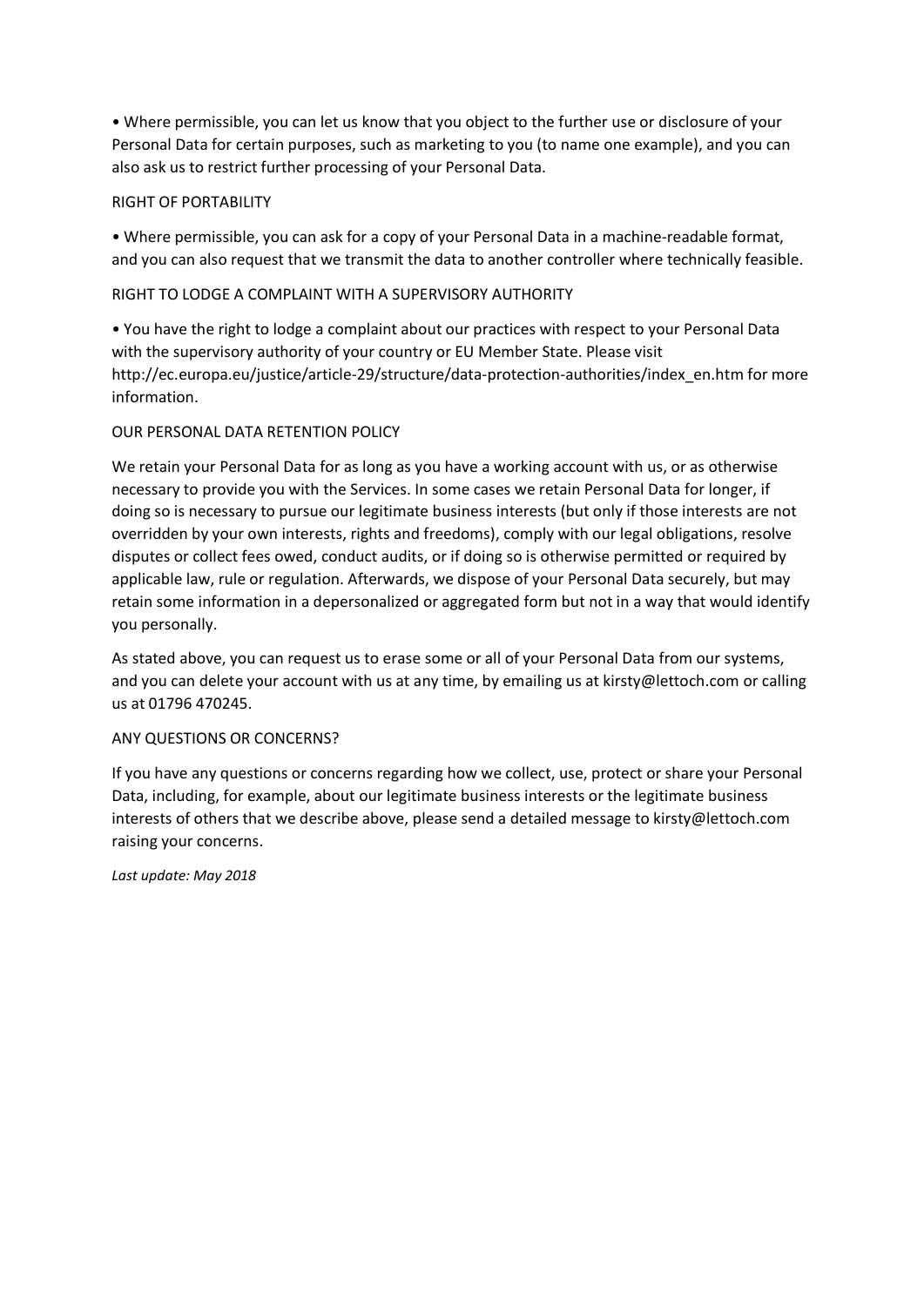• Where permissible, you can let us know that you object to the further use or disclosure of your Personal Data for certain purposes, such as marketing to you (to name one example), and you can also ask us to restrict further processing of your Personal Data.

## RIGHT OF PORTABILITY

• Where permissible, you can ask for a copy of your Personal Data in a machine-readable format, and you can also request that we transmit the data to another controller where technically feasible.

## RIGHT TO LODGE A COMPLAINT WITH A SUPERVISORY AUTHORITY

• You have the right to lodge a complaint about our practices with respect to your Personal Data with the supervisory authority of your country or EU Member State. Please visit http://ec.europa.eu/justice/article-29/structure/data-protection-authorities/index_en.htm for more information.

## OUR PERSONAL DATA RETENTION POLICY

We retain your Personal Data for as long as you have a working account with us, or as otherwise necessary to provide you with the Services. In some cases we retain Personal Data for longer, if doing so is necessary to pursue our legitimate business interests (but only if those interests are not overridden by your own interests, rights and freedoms), comply with our legal obligations, resolve disputes or collect fees owed, conduct audits, or if doing so is otherwise permitted or required by applicable law, rule or regulation. Afterwards, we dispose of your Personal Data securely, but may retain some information in a depersonalized or aggregated form but not in a way that would identify you personally.

As stated above, you can request us to erase some or all of your Personal Data from our systems, and you can delete your account with us at any time, by emailing us at kirsty@lettoch.com or calling us at 01796 470245.

## ANY QUESTIONS OR CONCERNS?

If you have any questions or concerns regarding how we collect, use, protect or share your Personal Data, including, for example, about our legitimate business interests or the legitimate business interests of others that we describe above, please send a detailed message to kirsty@lettoch.com raising your concerns.

*Last update: May 2018*